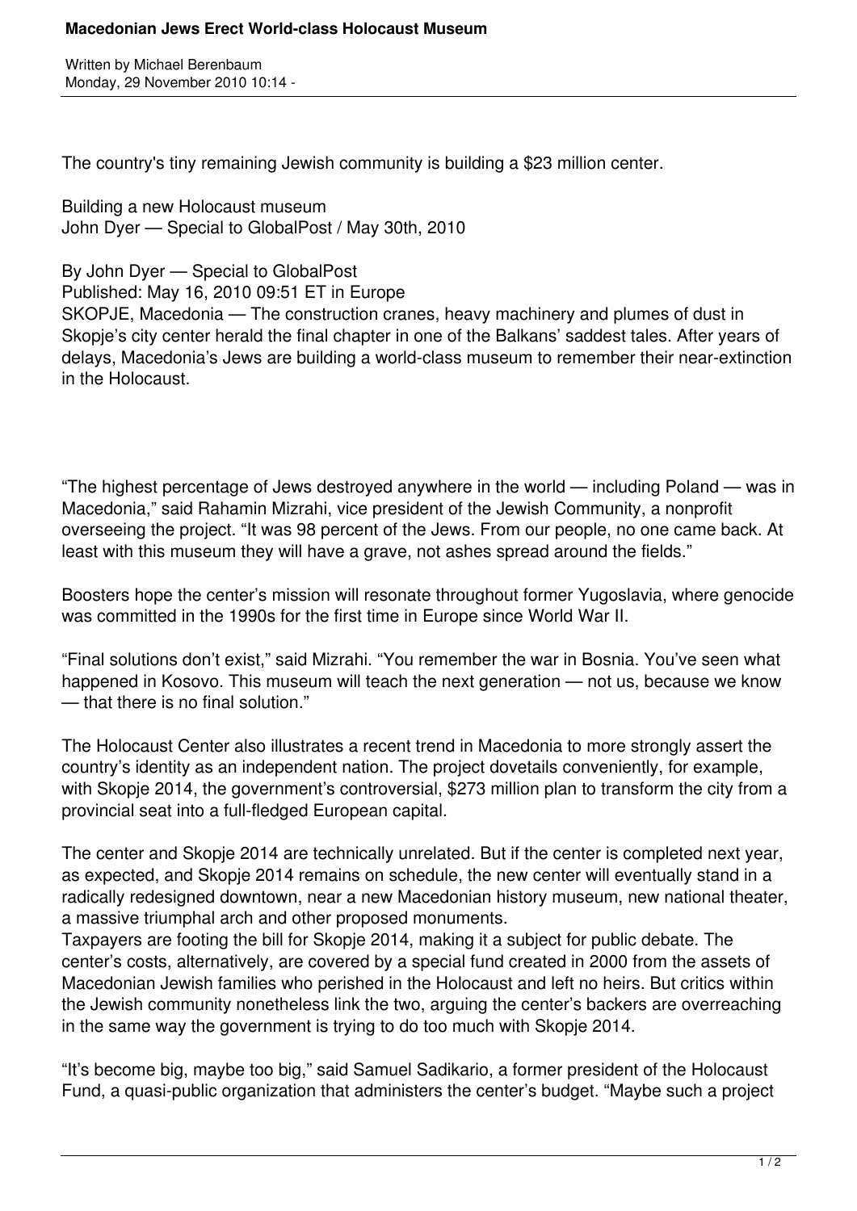# Macedonian Jews Erect World-class Holocaust Museum

Written by Michael Berenbaum
Monday, 29 November 2010 10:14 -

The country's tiny remaining Jewish community is building a $23 million center.

Building a new Holocaust museum
John Dyer — Special to GlobalPost / May 30th, 2010

By John Dyer — Special to GlobalPost
Published: May 16, 2010 09:51 ET in Europe
SKOPJE, Macedonia — The construction cranes, heavy machinery and plumes of dust in Skopje's city center herald the final chapter in one of the Balkans' saddest tales. After years of delays, Macedonia's Jews are building a world-class museum to remember their near-extinction in the Holocaust.

"The highest percentage of Jews destroyed anywhere in the world — including Poland — was in Macedonia," said Rahamin Mizrahi, vice president of the Jewish Community, a nonprofit overseeing the project. "It was 98 percent of the Jews. From our people, no one came back. At least with this museum they will have a grave, not ashes spread around the fields."

Boosters hope the center's mission will resonate throughout former Yugoslavia, where genocide was committed in the 1990s for the first time in Europe since World War II.

"Final solutions don't exist," said Mizrahi. "You remember the war in Bosnia. You've seen what happened in Kosovo. This museum will teach the next generation — not us, because we know — that there is no final solution."

The Holocaust Center also illustrates a recent trend in Macedonia to more strongly assert the country's identity as an independent nation. The project dovetails conveniently, for example, with Skopje 2014, the government's controversial, $273 million plan to transform the city from a provincial seat into a full-fledged European capital.

The center and Skopje 2014 are technically unrelated. But if the center is completed next year, as expected, and Skopje 2014 remains on schedule, the new center will eventually stand in a radically redesigned downtown, near a new Macedonian history museum, new national theater, a massive triumphal arch and other proposed monuments.
Taxpayers are footing the bill for Skopje 2014, making it a subject for public debate. The center's costs, alternatively, are covered by a special fund created in 2000 from the assets of Macedonian Jewish families who perished in the Holocaust and left no heirs. But critics within the Jewish community nonetheless link the two, arguing the center's backers are overreaching in the same way the government is trying to do too much with Skopje 2014.

"It's become big, maybe too big," said Samuel Sadikario, a former president of the Holocaust Fund, a quasi-public organization that administers the center's budget. "Maybe such a project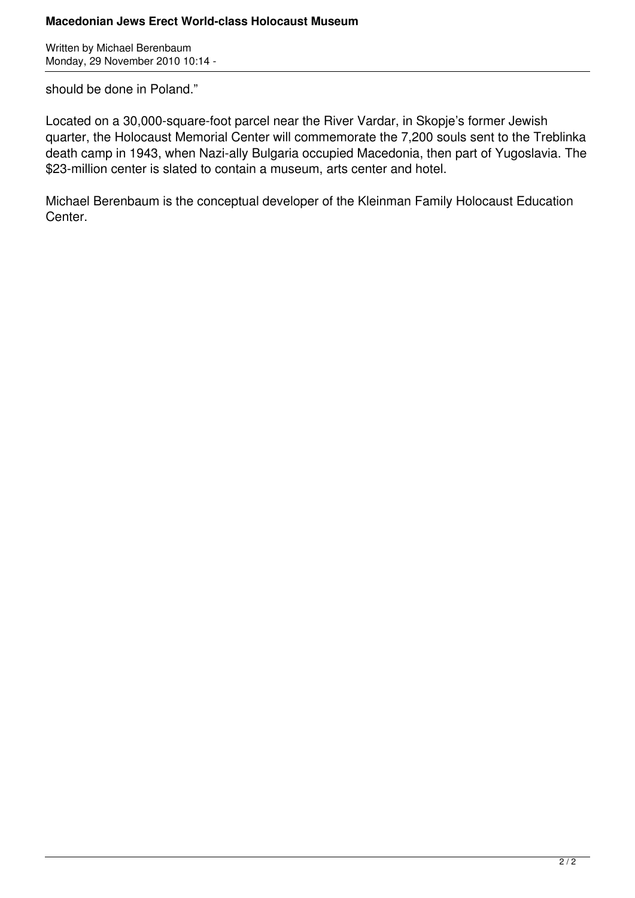should be done in Poland."

Located on a 30,000-square-foot parcel near the River Vardar, in Skopje's former Jewish quarter, the Holocaust Memorial Center will commemorate the 7,200 souls sent to the Treblinka death camp in 1943, when Nazi-ally Bulgaria occupied Macedonia, then part of Yugoslavia. The $23-million center is slated to contain a museum, arts center and hotel.

Michael Berenbaum is the conceptual developer of the Kleinman Family Holocaust Education Center.